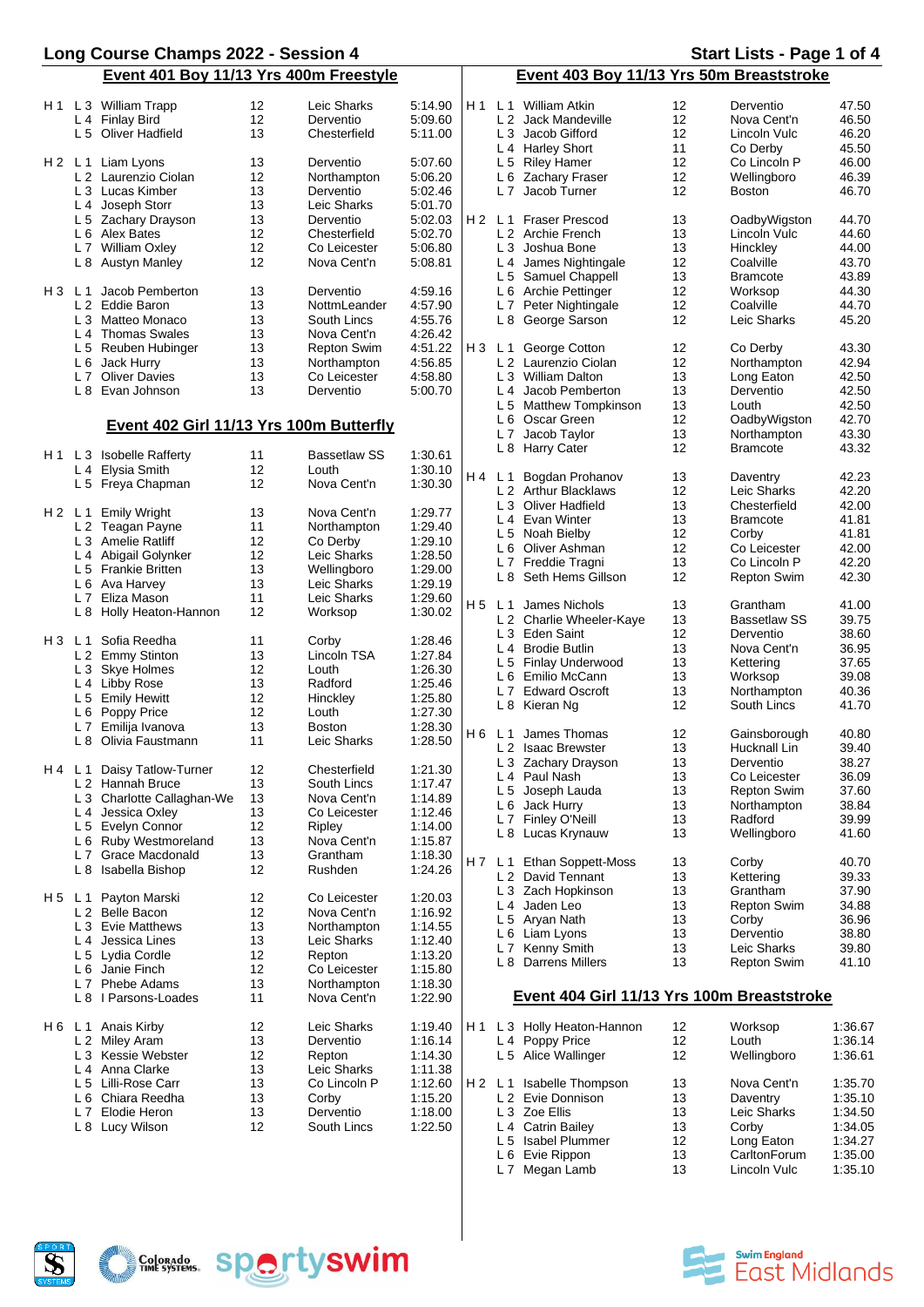# Long Course Champs 2022 - Session 4

Start Lists - Page 1 of 4

## Event 401 Boy 11/13 Yrs 400m Freestyle

| Heat | Lane | Name | Age | Club | Time |
|---|---|---|---|---|---|
| H 1 | L 3 | William Trapp | 12 | Leic Sharks | 5:14.90 |
| | L 4 | Finlay Bird | 12 | Derventio | 5:09.60 |
| | L 5 | Oliver Hadfield | 13 | Chesterfield | 5:11.00 |
| H 2 | L 1 | Liam Lyons | 13 | Derventio | 5:07.60 |
| | L 2 | Laurenzio Ciolan | 12 | Northampton | 5:06.20 |
| | L 3 | Lucas Kimber | 13 | Derventio | 5:02.46 |
| | L 4 | Joseph Storr | 13 | Leic Sharks | 5:01.70 |
| | L 5 | Zachary Drayson | 13 | Derventio | 5:02.03 |
| | L 6 | Alex Bates | 12 | Chesterfield | 5:02.70 |
| | L 7 | William Oxley | 12 | Co Leicester | 5:06.80 |
| | L 8 | Austyn Manley | 12 | Nova Cent'n | 5:08.81 |
| H 3 | L 1 | Jacob Pemberton | 13 | Derventio | 4:59.16 |
| | L 2 | Eddie Baron | 13 | NottmLeander | 4:57.90 |
| | L 3 | Matteo Monaco | 13 | South Lincs | 4:55.76 |
| | L 4 | Thomas Swales | 13 | Nova Cent'n | 4:26.42 |
| | L 5 | Reuben Hubinger | 13 | Repton Swim | 4:51.22 |
| | L 6 | Jack Hurry | 13 | Northampton | 4:56.85 |
| | L 7 | Oliver Davies | 13 | Co Leicester | 4:58.80 |
| | L 8 | Evan Johnson | 13 | Derventio | 5:00.70 |

## Event 402 Girl 11/13 Yrs 100m Butterfly

| Heat | Lane | Name | Age | Club | Time |
|---|---|---|---|---|---|
| H 1 | L 3 | Isobelle Rafferty | 11 | Bassetlaw SS | 1:30.61 |
| | L 4 | Elysia Smith | 12 | Louth | 1:30.10 |
| | L 5 | Freya Chapman | 12 | Nova Cent'n | 1:30.30 |
| H 2 | L 1 | Emily Wright | 13 | Nova Cent'n | 1:29.77 |
| | L 2 | Teagan Payne | 11 | Northampton | 1:29.40 |
| | L 3 | Amelie Ratliff | 12 | Co Derby | 1:29.10 |
| | L 4 | Abigail Golynker | 12 | Leic Sharks | 1:28.50 |
| | L 5 | Frankie Britten | 13 | Wellingboro | 1:29.00 |
| | L 6 | Ava Harvey | 13 | Leic Sharks | 1:29.19 |
| | L 7 | Eliza Mason | 11 | Leic Sharks | 1:29.60 |
| | L 8 | Holly Heaton-Hannon | 12 | Worksop | 1:30.02 |
| H 3 | L 1 | Sofia Reedha | 11 | Corby | 1:28.46 |
| | L 2 | Emmy Stinton | 13 | Lincoln TSA | 1:27.84 |
| | L 3 | Skye Holmes | 12 | Louth | 1:26.30 |
| | L 4 | Libby Rose | 13 | Radford | 1:25.46 |
| | L 5 | Emily Hewitt | 12 | Hinckley | 1:25.80 |
| | L 6 | Poppy Price | 12 | Louth | 1:27.30 |
| | L 7 | Emilija Ivanova | 13 | Boston | 1:28.30 |
| | L 8 | Olivia Faustmann | 11 | Leic Sharks | 1:28.50 |
| H 4 | L 1 | Daisy Tatlow-Turner | 12 | Chesterfield | 1:21.30 |
| | L 2 | Hannah Bruce | 13 | South Lincs | 1:17.47 |
| | L 3 | Charlotte Callaghan-We | 13 | Nova Cent'n | 1:14.89 |
| | L 4 | Jessica Oxley | 13 | Co Leicester | 1:12.46 |
| | L 5 | Evelyn Connor | 12 | Ripley | 1:14.00 |
| | L 6 | Ruby Westmoreland | 13 | Nova Cent'n | 1:15.87 |
| | L 7 | Grace Macdonald | 13 | Grantham | 1:18.30 |
| | L 8 | Isabella Bishop | 12 | Rushden | 1:24.26 |
| H 5 | L 1 | Payton Marski | 12 | Co Leicester | 1:20.03 |
| | L 2 | Belle Bacon | 12 | Nova Cent'n | 1:16.92 |
| | L 3 | Evie Matthews | 13 | Northampton | 1:14.55 |
| | L 4 | Jessica Lines | 13 | Leic Sharks | 1:12.40 |
| | L 5 | Lydia Cordle | 12 | Repton | 1:13.20 |
| | L 6 | Janie Finch | 12 | Co Leicester | 1:15.80 |
| | L 7 | Phebe Adams | 13 | Northampton | 1:18.30 |
| | L 8 | I Parsons-Loades | 11 | Nova Cent'n | 1:22.90 |
| H 6 | L 1 | Anais Kirby | 12 | Leic Sharks | 1:19.40 |
| | L 2 | Miley Aram | 13 | Derventio | 1:16.14 |
| | L 3 | Kessie Webster | 12 | Repton | 1:14.30 |
| | L 4 | Anna Clarke | 13 | Leic Sharks | 1:11.38 |
| | L 5 | Lilli-Rose Carr | 13 | Co Lincoln P | 1:12.60 |
| | L 6 | Chiara Reedha | 13 | Corby | 1:15.20 |
| | L 7 | Elodie Heron | 13 | Derventio | 1:18.00 |
| | L 8 | Lucy Wilson | 12 | South Lincs | 1:22.50 |

## Event 403 Boy 11/13 Yrs 50m Breaststroke

| Heat | Lane | Name | Age | Club | Time |
|---|---|---|---|---|---|
| H 1 | L 1 | William Atkin | 12 | Derventio | 47.50 |
| | L 2 | Jack Mandeville | 12 | Nova Cent'n | 46.50 |
| | L 3 | Jacob Gifford | 12 | Lincoln Vulc | 46.20 |
| | L 4 | Harley Short | 11 | Co Derby | 45.50 |
| | L 5 | Riley Hamer | 12 | Co Lincoln P | 46.00 |
| | L 6 | Zachary Fraser | 12 | Wellingboro | 46.39 |
| | L 7 | Jacob Turner | 12 | Boston | 46.70 |
| H 2 | L 1 | Fraser Prescod | 13 | OadbyWigston | 44.70 |
| | L 2 | Archie French | 13 | Lincoln Vulc | 44.60 |
| | L 3 | Joshua Bone | 13 | Hinckley | 44.00 |
| | L 4 | James Nightingale | 12 | Coalville | 43.70 |
| | L 5 | Samuel Chappell | 13 | Bramcote | 43.89 |
| | L 6 | Archie Pettinger | 12 | Worksop | 44.30 |
| | L 7 | Peter Nightingale | 12 | Coalville | 44.70 |
| | L 8 | George Sarson | 12 | Leic Sharks | 45.20 |
| H 3 | L 1 | George Cotton | 12 | Co Derby | 43.30 |
| | L 2 | Laurenzio Ciolan | 12 | Northampton | 42.94 |
| | L 3 | William Dalton | 13 | Long Eaton | 42.50 |
| | L 4 | Jacob Pemberton | 13 | Derventio | 42.50 |
| | L 5 | Matthew Tompkinson | 13 | Louth | 42.50 |
| | L 6 | Oscar Green | 12 | OadbyWigston | 42.70 |
| | L 7 | Jacob Taylor | 13 | Northampton | 43.30 |
| | L 8 | Harry Cater | 12 | Bramcote | 43.32 |
| H 4 | L 1 | Bogdan Prohanov | 13 | Daventry | 42.23 |
| | L 2 | Arthur Blacklaws | 12 | Leic Sharks | 42.20 |
| | L 3 | Oliver Hadfield | 13 | Chesterfield | 42.00 |
| | L 4 | Evan Winter | 13 | Bramcote | 41.81 |
| | L 5 | Noah Bielby | 12 | Corby | 41.81 |
| | L 6 | Oliver Ashman | 12 | Co Leicester | 42.00 |
| | L 7 | Freddie Tragni | 13 | Co Lincoln P | 42.20 |
| | L 8 | Seth Hems Gillson | 12 | Repton Swim | 42.30 |
| H 5 | L 1 | James Nichols | 13 | Grantham | 41.00 |
| | L 2 | Charlie Wheeler-Kaye | 13 | Bassetlaw SS | 39.75 |
| | L 3 | Eden Saint | 12 | Derventio | 38.60 |
| | L 4 | Brodie Butlin | 13 | Nova Cent'n | 36.95 |
| | L 5 | Finlay Underwood | 13 | Kettering | 37.65 |
| | L 6 | Emilio McCann | 13 | Worksop | 39.08 |
| | L 7 | Edward Oscroft | 13 | Northampton | 40.36 |
| | L 8 | Kieran Ng | 12 | South Lincs | 41.70 |
| H 6 | L 1 | James Thomas | 12 | Gainsborough | 40.80 |
| | L 2 | Isaac Brewster | 13 | Hucknall Lin | 39.40 |
| | L 3 | Zachary Drayson | 13 | Derventio | 38.27 |
| | L 4 | Paul Nash | 13 | Co Leicester | 36.09 |
| | L 5 | Joseph Lauda | 13 | Repton Swim | 37.60 |
| | L 6 | Jack Hurry | 13 | Northampton | 38.84 |
| | L 7 | Finley O'Neill | 13 | Radford | 39.99 |
| | L 8 | Lucas Krynauw | 13 | Wellingboro | 41.60 |
| H 7 | L 1 | Ethan Soppett-Moss | 13 | Corby | 40.70 |
| | L 2 | David Tennant | 13 | Kettering | 39.33 |
| | L 3 | Zach Hopkinson | 13 | Grantham | 37.90 |
| | L 4 | Jaden Leo | 13 | Repton Swim | 34.88 |
| | L 5 | Aryan Nath | 13 | Corby | 36.96 |
| | L 6 | Liam Lyons | 13 | Derventio | 38.80 |
| | L 7 | Kenny Smith | 13 | Leic Sharks | 39.80 |
| | L 8 | Darrens Millers | 13 | Repton Swim | 41.10 |

## Event 404 Girl 11/13 Yrs 100m Breaststroke

| Heat | Lane | Name | Age | Club | Time |
|---|---|---|---|---|---|
| H 1 | L 3 | Holly Heaton-Hannon | 12 | Worksop | 1:36.67 |
| | L 4 | Poppy Price | 12 | Louth | 1:36.14 |
| | L 5 | Alice Wallinger | 12 | Wellingboro | 1:36.61 |
| H 2 | L 1 | Isabelle Thompson | 13 | Nova Cent'n | 1:35.70 |
| | L 2 | Evie Donnison | 13 | Daventry | 1:35.10 |
| | L 3 | Zoe Ellis | 13 | Leic Sharks | 1:34.50 |
| | L 4 | Catrin Bailey | 13 | Corby | 1:34.05 |
| | L 5 | Isabel Plummer | 12 | Long Eaton | 1:34.27 |
| | L 6 | Evie Rippon | 13 | CarltonForum | 1:35.00 |
| | L 7 | Megan Lamb | 13 | Lincoln Vulc | 1:35.10 |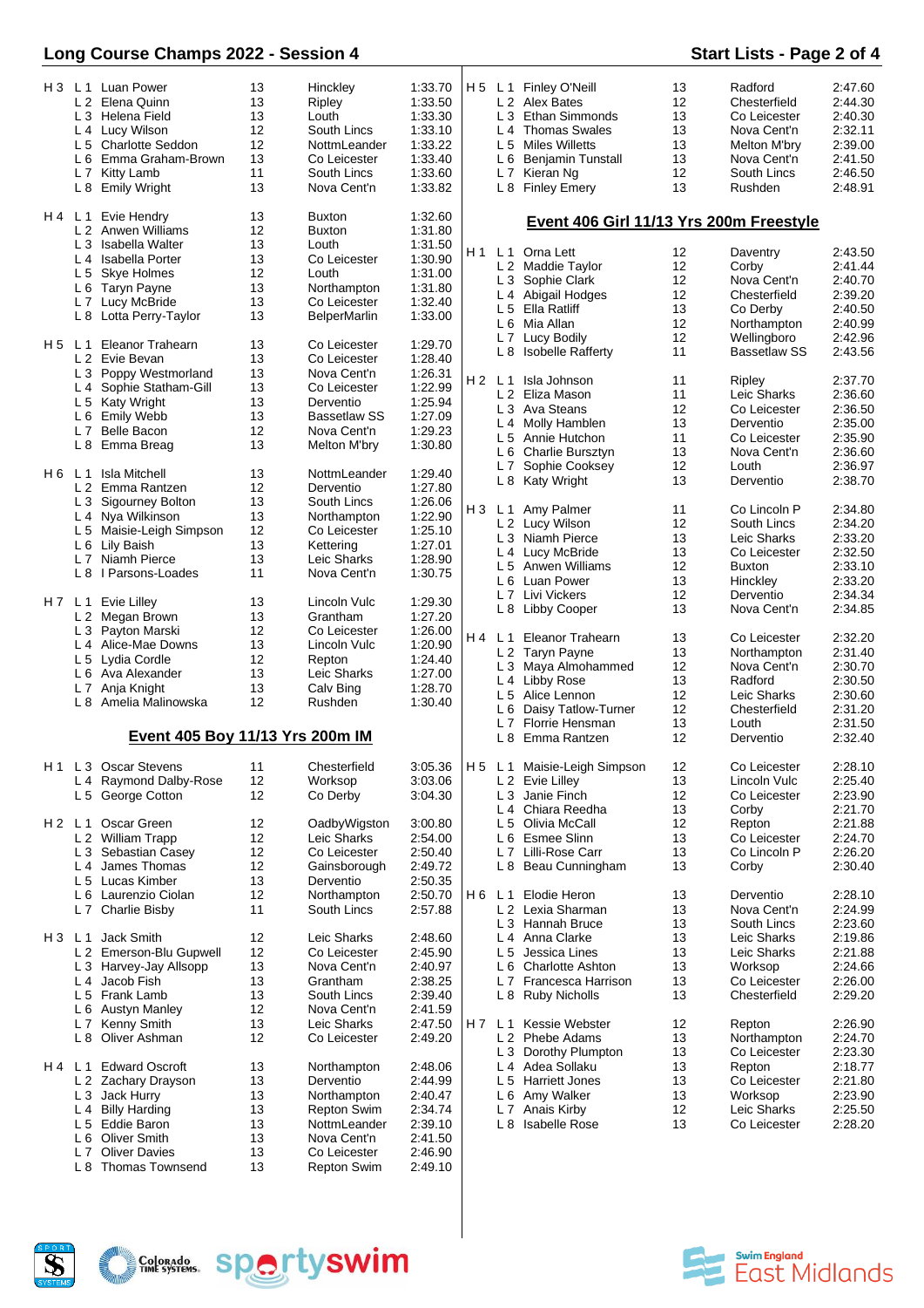| Heat | Lane | Name | Age | Club | Time |
|---|---|---|---|---|---|
| H 3 | L 1 | Luan Power | 13 | Hinckley | 1:33.70 |
| | L 2 | Elena Quinn | 13 | Ripley | 1:33.50 |
| | L 3 | Helena Field | 13 | Louth | 1:33.30 |
| | L 4 | Lucy Wilson | 12 | South Lincs | 1:33.10 |
| | L 5 | Charlotte Seddon | 12 | NottmLeander | 1:33.22 |
| | L 6 | Emma Graham-Brown | 13 | Co Leicester | 1:33.40 |
| | L 7 | Kitty Lamb | 11 | South Lincs | 1:33.60 |
| | L 8 | Emily Wright | 13 | Nova Cent'n | 1:33.82 |
| H 4 | L 1 | Evie Hendry | 13 | Buxton | 1:32.60 |
| | L 2 | Anwen Williams | 12 | Buxton | 1:31.80 |
| | L 3 | Isabella Walter | 13 | Louth | 1:31.50 |
| | L 4 | Isabella Porter | 13 | Co Leicester | 1:30.90 |
| | L 5 | Skye Holmes | 12 | Louth | 1:31.00 |
| | L 6 | Taryn Payne | 13 | Northampton | 1:31.80 |
| | L 7 | Lucy McBride | 13 | Co Leicester | 1:32.40 |
| | L 8 | Lotta Perry-Taylor | 13 | BelperMarlin | 1:33.00 |
| H 5 | L 1 | Eleanor Trahearn | 13 | Co Leicester | 1:29.70 |
| | L 2 | Evie Bevan | 13 | Co Leicester | 1:28.40 |
| | L 3 | Poppy Westmorland | 13 | Nova Cent'n | 1:26.31 |
| | L 4 | Sophie Statham-Gill | 13 | Co Leicester | 1:22.99 |
| | L 5 | Katy Wright | 13 | Derventio | 1:25.94 |
| | L 6 | Emily Webb | 13 | Bassetlaw SS | 1:27.09 |
| | L 7 | Belle Bacon | 12 | Nova Cent'n | 1:29.23 |
| | L 8 | Emma Breag | 13 | Melton M'bry | 1:30.80 |
| H 6 | L 1 | Isla Mitchell | 13 | NottmLeander | 1:29.40 |
| | L 2 | Emma Rantzen | 12 | Derventio | 1:27.80 |
| | L 3 | Sigourney Bolton | 13 | South Lincs | 1:26.06 |
| | L 4 | Nya Wilkinson | 13 | Northampton | 1:22.90 |
| | L 5 | Maisie-Leigh Simpson | 12 | Co Leicester | 1:25.10 |
| | L 6 | Lily Baish | 13 | Kettering | 1:27.01 |
| | L 7 | Niamh Pierce | 13 | Leic Sharks | 1:28.90 |
| | L 8 | I Parsons-Loades | 11 | Nova Cent'n | 1:30.75 |
| H 7 | L 1 | Evie Lilley | 13 | Lincoln Vulc | 1:29.30 |
| | L 2 | Megan Brown | 13 | Grantham | 1:27.20 |
| | L 3 | Payton Marski | 12 | Co Leicester | 1:26.00 |
| | L 4 | Alice-Mae Downs | 13 | Lincoln Vulc | 1:20.90 |
| | L 5 | Lydia Cordle | 12 | Repton | 1:24.40 |
| | L 6 | Ava Alexander | 13 | Leic Sharks | 1:27.00 |
| | L 7 | Anja Knight | 13 | Calv Bing | 1:28.70 |
| | L 8 | Amelia Malinowska | 12 | Rushden | 1:30.40 |

## Event 405 Boy 11/13 Yrs 200m IM

| Heat | Lane | Name | Age | Club | Time |
|---|---|---|---|---|---|
| H 1 | L 3 | Oscar Stevens | 11 | Chesterfield | 3:05.36 |
| | L 4 | Raymond Dalby-Rose | 12 | Worksop | 3:03.06 |
| | L 5 | George Cotton | 12 | Co Derby | 3:04.30 |
| H 2 | L 1 | Oscar Green | 12 | OadbyWigston | 3:00.80 |
| | L 2 | William Trapp | 12 | Leic Sharks | 2:54.00 |
| | L 3 | Sebastian Casey | 12 | Co Leicester | 2:50.40 |
| | L 4 | James Thomas | 12 | Gainsborough | 2:49.72 |
| | L 5 | Lucas Kimber | 13 | Derventio | 2:50.35 |
| | L 6 | Laurenzio Ciolan | 12 | Northampton | 2:50.70 |
| | L 7 | Charlie Bisby | 11 | South Lincs | 2:57.88 |
| H 3 | L 1 | Jack Smith | 12 | Leic Sharks | 2:48.60 |
| | L 2 | Emerson-Blu Gupwell | 12 | Co Leicester | 2:45.90 |
| | L 3 | Harvey-Jay Allsopp | 13 | Nova Cent'n | 2:40.97 |
| | L 4 | Jacob Fish | 13 | Grantham | 2:38.25 |
| | L 5 | Frank Lamb | 13 | South Lincs | 2:39.40 |
| | L 6 | Austyn Manley | 12 | Nova Cent'n | 2:41.59 |
| | L 7 | Kenny Smith | 13 | Leic Sharks | 2:47.50 |
| | L 8 | Oliver Ashman | 12 | Co Leicester | 2:49.20 |
| H 4 | L 1 | Edward Oscroft | 13 | Northampton | 2:48.06 |
| | L 2 | Zachary Drayson | 13 | Derventio | 2:44.99 |
| | L 3 | Jack Hurry | 13 | Northampton | 2:40.47 |
| | L 4 | Billy Harding | 13 | Repton Swim | 2:34.74 |
| | L 5 | Eddie Baron | 13 | NottmLeander | 2:39.10 |
| | L 6 | Oliver Smith | 13 | Nova Cent'n | 2:41.50 |
| | L 7 | Oliver Davies | 13 | Co Leicester | 2:46.90 |
| | L 8 | Thomas Townsend | 13 | Repton Swim | 2:49.10 |
| H 5 | L 1 | Finley O'Neill | 13 | Radford | 2:47.60 |
| | L 2 | Alex Bates | 12 | Chesterfield | 2:44.30 |
| | L 3 | Ethan Simmonds | 13 | Co Leicester | 2:40.30 |
| | L 4 | Thomas Swales | 13 | Nova Cent'n | 2:32.11 |
| | L 5 | Miles Willetts | 13 | Melton M'bry | 2:39.00 |
| | L 6 | Benjamin Tunstall | 13 | Nova Cent'n | 2:41.50 |
| | L 7 | Kieran Ng | 12 | South Lincs | 2:46.50 |
| | L 8 | Finley Emery | 13 | Rushden | 2:48.91 |

## Event 406 Girl 11/13 Yrs 200m Freestyle

| Heat | Lane | Name | Age | Club | Time |
|---|---|---|---|---|---|
| H 1 | L 1 | Orna Lett | 12 | Daventry | 2:43.50 |
| | L 2 | Maddie Taylor | 12 | Corby | 2:41.44 |
| | L 3 | Sophie Clark | 12 | Nova Cent'n | 2:40.70 |
| | L 4 | Abigail Hodges | 12 | Chesterfield | 2:39.20 |
| | L 5 | Ella Ratliff | 13 | Co Derby | 2:40.50 |
| | L 6 | Mia Allan | 12 | Northampton | 2:40.99 |
| | L 7 | Lucy Bodily | 12 | Wellingboro | 2:42.96 |
| | L 8 | Isobelle Rafferty | 11 | Bassetlaw SS | 2:43.56 |
| H 2 | L 1 | Isla Johnson | 11 | Ripley | 2:37.70 |
| | L 2 | Eliza Mason | 11 | Leic Sharks | 2:36.60 |
| | L 3 | Ava Steans | 12 | Co Leicester | 2:36.50 |
| | L 4 | Molly Hamblen | 13 | Derventio | 2:35.00 |
| | L 5 | Annie Hutchon | 11 | Co Leicester | 2:35.90 |
| | L 6 | Charlie Bursztyn | 13 | Nova Cent'n | 2:36.60 |
| | L 7 | Sophie Cooksey | 12 | Louth | 2:36.97 |
| | L 8 | Katy Wright | 13 | Derventio | 2:38.70 |
| H 3 | L 1 | Amy Palmer | 11 | Co Lincoln P | 2:34.80 |
| | L 2 | Lucy Wilson | 12 | South Lincs | 2:34.20 |
| | L 3 | Niamh Pierce | 13 | Leic Sharks | 2:33.20 |
| | L 4 | Lucy McBride | 13 | Co Leicester | 2:32.50 |
| | L 5 | Anwen Williams | 12 | Buxton | 2:33.10 |
| | L 6 | Luan Power | 13 | Hinckley | 2:33.20 |
| | L 7 | Livi Vickers | 12 | Derventio | 2:34.34 |
| | L 8 | Libby Cooper | 13 | Nova Cent'n | 2:34.85 |
| H 4 | L 1 | Eleanor Trahearn | 13 | Co Leicester | 2:32.20 |
| | L 2 | Taryn Payne | 13 | Northampton | 2:31.40 |
| | L 3 | Maya Almohammed | 12 | Nova Cent'n | 2:30.70 |
| | L 4 | Libby Rose | 13 | Radford | 2:30.50 |
| | L 5 | Alice Lennon | 12 | Leic Sharks | 2:30.60 |
| | L 6 | Daisy Tatlow-Turner | 12 | Chesterfield | 2:31.20 |
| | L 7 | Florrie Hensman | 13 | Louth | 2:31.50 |
| | L 8 | Emma Rantzen | 12 | Derventio | 2:32.40 |
| H 5 | L 1 | Maisie-Leigh Simpson | 12 | Co Leicester | 2:28.10 |
| | L 2 | Evie Lilley | 13 | Lincoln Vulc | 2:25.40 |
| | L 3 | Janie Finch | 12 | Co Leicester | 2:23.90 |
| | L 4 | Chiara Reedha | 13 | Corby | 2:21.70 |
| | L 5 | Olivia McCall | 12 | Repton | 2:21.88 |
| | L 6 | Esmee Slinn | 13 | Co Leicester | 2:24.70 |
| | L 7 | Lilli-Rose Carr | 13 | Co Lincoln P | 2:26.20 |
| | L 8 | Beau Cunningham | 13 | Corby | 2:30.40 |
| H 6 | L 1 | Elodie Heron | 13 | Derventio | 2:28.10 |
| | L 2 | Lexia Sharman | 13 | Nova Cent'n | 2:24.99 |
| | L 3 | Hannah Bruce | 13 | South Lincs | 2:23.60 |
| | L 4 | Anna Clarke | 13 | Leic Sharks | 2:19.86 |
| | L 5 | Jessica Lines | 13 | Leic Sharks | 2:21.88 |
| | L 6 | Charlotte Ashton | 13 | Worksop | 2:24.66 |
| | L 7 | Francesca Harrison | 13 | Co Leicester | 2:26.00 |
| | L 8 | Ruby Nicholls | 13 | Chesterfield | 2:29.20 |
| H 7 | L 1 | Kessie Webster | 12 | Repton | 2:26.90 |
| | L 2 | Phebe Adams | 13 | Northampton | 2:24.70 |
| | L 3 | Dorothy Plumpton | 13 | Co Leicester | 2:23.30 |
| | L 4 | Adea Sollaku | 13 | Repton | 2:18.77 |
| | L 5 | Harriett Jones | 13 | Co Leicester | 2:21.80 |
| | L 6 | Amy Walker | 13 | Worksop | 2:23.90 |
| | L 7 | Anais Kirby | 12 | Leic Sharks | 2:25.50 |
| | L 8 | Isabelle Rose | 13 | Co Leicester | 2:28.20 |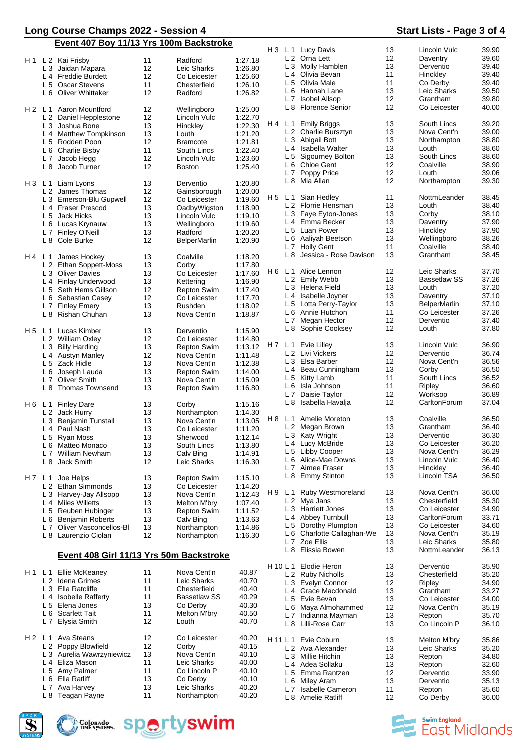# Long Course Champs 2022 - Session 4

## Event 407 Boy 11/13 Yrs 100m Backstroke

| Heat | Lane | Name | Age | Club | Time |
|---|---|---|---|---|---|
| H 1 | L 2 | Kai Frisby | 11 | Radford | 1:27.18 |
| | L 3 | Jaidan Mapara | 12 | Leic Sharks | 1:26.80 |
| | L 4 | Freddie Burdett | 12 | Co Leicester | 1:25.60 |
| | L 5 | Oscar Stevens | 11 | Chesterfield | 1:26.10 |
| | L 6 | Oliver Whittaker | 12 | Radford | 1:26.82 |
| H 2 | L 1 | Aaron Mountford | 12 | Wellingboro | 1:25.00 |
| | L 2 | Daniel Hepplestone | 12 | Lincoln Vulc | 1:22.70 |
| | L 3 | Joshua Bone | 13 | Hinckley | 1:22.30 |
| | L 4 | Matthew Tompkinson | 13 | Louth | 1:21.20 |
| | L 5 | Rodden Poon | 12 | Bramcote | 1:21.81 |
| | L 6 | Charlie Bisby | 11 | South Lincs | 1:22.40 |
| | L 7 | Jacob Hegg | 12 | Lincoln Vulc | 1:23.60 |
| | L 8 | Jacob Turner | 12 | Boston | 1:25.40 |
| H 3 | L 1 | Liam Lyons | 13 | Derventio | 1:20.80 |
| | L 2 | James Thomas | 12 | Gainsborough | 1:20.00 |
| | L 3 | Emerson-Blu Gupwell | 12 | Co Leicester | 1:19.60 |
| | L 4 | Fraser Prescod | 13 | OadbyWigston | 1:18.90 |
| | L 5 | Jack Hicks | 13 | Lincoln Vulc | 1:19.10 |
| | L 6 | Lucas Krynauw | 13 | Wellingboro | 1:19.60 |
| | L 7 | Finley O'Neill | 13 | Radford | 1:20.20 |
| | L 8 | Cole Burke | 12 | BelperMarlin | 1:20.90 |
| H 4 | L 1 | James Hockey | 13 | Coalville | 1:18.20 |
| | L 2 | Ethan Soppett-Moss | 13 | Corby | 1:17.80 |
| | L 3 | Oliver Davies | 13 | Co Leicester | 1:17.60 |
| | L 4 | Finlay Underwood | 13 | Kettering | 1:16.90 |
| | L 5 | Seth Hems Gillson | 12 | Repton Swim | 1:17.40 |
| | L 6 | Sebastian Casey | 12 | Co Leicester | 1:17.70 |
| | L 7 | Finley Emery | 13 | Rushden | 1:18.02 |
| | L 8 | Rishan Chuhan | 13 | Nova Cent'n | 1:18.87 |
| H 5 | L 1 | Lucas Kimber | 13 | Derventio | 1:15.90 |
| | L 2 | William Oxley | 12 | Co Leicester | 1:14.80 |
| | L 3 | Billy Harding | 13 | Repton Swim | 1:13.12 |
| | L 4 | Austyn Manley | 12 | Nova Cent'n | 1:11.48 |
| | L 5 | Zack Hidle | 13 | Nova Cent'n | 1:12.38 |
| | L 6 | Joseph Lauda | 13 | Repton Swim | 1:14.00 |
| | L 7 | Oliver Smith | 13 | Nova Cent'n | 1:15.09 |
| | L 8 | Thomas Townsend | 13 | Repton Swim | 1:16.80 |
| H 6 | L 1 | Finley Dare | 13 | Corby | 1:15.16 |
| | L 2 | Jack Hurry | 13 | Northampton | 1:14.30 |
| | L 3 | Benjamin Tunstall | 13 | Nova Cent'n | 1:13.05 |
| | L 4 | Paul Nash | 13 | Co Leicester | 1:11.20 |
| | L 5 | Ryan Moss | 13 | Sherwood | 1:12.14 |
| | L 6 | Matteo Monaco | 13 | South Lincs | 1:13.80 |
| | L 7 | William Newham | 13 | Calv Bing | 1:14.91 |
| | L 8 | Jack Smith | 12 | Leic Sharks | 1:16.30 |
| H 7 | L 1 | Joe Helps | 13 | Repton Swim | 1:15.10 |
| | L 2 | Ethan Simmonds | 13 | Co Leicester | 1:14.20 |
| | L 3 | Harvey-Jay Allsopp | 13 | Nova Cent'n | 1:12.43 |
| | L 4 | Miles Willetts | 13 | Melton M'bry | 1:07.40 |
| | L 5 | Reuben Hubinger | 13 | Repton Swim | 1:11.52 |
| | L 6 | Benjamin Roberts | 13 | Calv Bing | 1:13.63 |
| | L 7 | Oliver Vasconcellos-Bl | 13 | Northampton | 1:14.86 |
| | L 8 | Laurenzio Ciolan | 12 | Northampton | 1:16.30 |

## Event 408 Girl 11/13 Yrs 50m Backstroke

| Heat | Lane | Name | Age | Club | Time |
|---|---|---|---|---|---|
| H 1 | L 1 | Ellie McKeaney | 11 | Nova Cent'n | 40.87 |
| | L 2 | Idena Grimes | 11 | Leic Sharks | 40.70 |
| | L 3 | Ella Ratcliffe | 11 | Chesterfield | 40.40 |
| | L 4 | Isobelle Rafferty | 11 | Bassetlaw SS | 40.29 |
| | L 5 | Elena Jones | 13 | Co Derby | 40.30 |
| | L 6 | Scarlett Tait | 11 | Melton M'bry | 40.50 |
| | L 7 | Elysia Smith | 12 | Louth | 40.70 |
| H 2 | L 1 | Ava Steans | 12 | Co Leicester | 40.20 |
| | L 2 | Poppy Blowfield | 12 | Corby | 40.15 |
| | L 3 | Aurelia Wawrzyniewicz | 13 | Nova Cent'n | 40.10 |
| | L 4 | Eliza Mason | 11 | Leic Sharks | 40.00 |
| | L 5 | Amy Palmer | 11 | Co Lincoln P | 40.10 |
| | L 6 | Ella Ratliff | 13 | Co Derby | 40.10 |
| | L 7 | Ava Harvey | 13 | Leic Sharks | 40.20 |
| | L 8 | Teagan Payne | 11 | Northampton | 40.20 |
| H 3 | L 1 | Lucy Davis | 13 | Lincoln Vulc | 39.90 |
| | L 2 | Orna Lett | 12 | Daventry | 39.60 |
| | L 3 | Molly Hamblen | 13 | Derventio | 39.40 |
| | L 4 | Olivia Bevan | 11 | Hinckley | 39.40 |
| | L 5 | Olivia Male | 11 | Co Derby | 39.40 |
| | L 6 | Hannah Lane | 13 | Leic Sharks | 39.50 |
| | L 7 | Isobel Allsop | 12 | Grantham | 39.80 |
| | L 8 | Florence Senior | 12 | Co Leicester | 40.00 |
| H 4 | L 1 | Emily Briggs | 13 | South Lincs | 39.20 |
| | L 2 | Charlie Bursztyn | 13 | Nova Cent'n | 39.00 |
| | L 3 | Abigail Bott | 13 | Northampton | 38.80 |
| | L 4 | Isabella Walter | 13 | Louth | 38.60 |
| | L 5 | Sigourney Bolton | 13 | South Lincs | 38.60 |
| | L 6 | Chloe Gent | 12 | Coalville | 38.90 |
| | L 7 | Poppy Price | 12 | Louth | 39.06 |
| | L 8 | Mia Allan | 12 | Northampton | 39.30 |
| H 5 | L 1 | Sian Hedley | 11 | NottmLeander | 38.45 |
| | L 2 | Florrie Hensman | 13 | Louth | 38.40 |
| | L 3 | Faye Eyton-Jones | 13 | Corby | 38.10 |
| | L 4 | Emma Becker | 13 | Daventry | 37.90 |
| | L 5 | Luan Power | 13 | Hinckley | 37.90 |
| | L 6 | Aaliyah Beetson | 13 | Wellingboro | 38.26 |
| | L 7 | Holly Gent | 11 | Coalville | 38.40 |
| | L 8 | Jessica - Rose Davison | 13 | Grantham | 38.45 |
| H 6 | L 1 | Alice Lennon | 12 | Leic Sharks | 37.70 |
| | L 2 | Emily Webb | 13 | Bassetlaw SS | 37.26 |
| | L 3 | Helena Field | 13 | Louth | 37.20 |
| | L 4 | Isabelle Joyner | 13 | Daventry | 37.10 |
| | L 5 | Lotta Perry-Taylor | 13 | BelperMarlin | 37.10 |
| | L 6 | Annie Hutchon | 11 | Co Leicester | 37.26 |
| | L 7 | Megan Hector | 12 | Derventio | 37.40 |
| | L 8 | Sophie Cooksey | 12 | Louth | 37.80 |
| H 7 | L 1 | Evie Lilley | 13 | Lincoln Vulc | 36.90 |
| | L 2 | Livi Vickers | 12 | Derventio | 36.74 |
| | L 3 | Elsa Barber | 12 | Nova Cent'n | 36.56 |
| | L 4 | Beau Cunningham | 13 | Corby | 36.50 |
| | L 5 | Kitty Lamb | 11 | South Lincs | 36.52 |
| | L 6 | Isla Johnson | 11 | Ripley | 36.60 |
| | L 7 | Daisie Taylor | 12 | Worksop | 36.89 |
| | L 8 | Isabella Havalja | 12 | CarltonForum | 37.04 |
| H 8 | L 1 | Amelie Moreton | 13 | Coalville | 36.50 |
| | L 2 | Megan Brown | 13 | Grantham | 36.40 |
| | L 3 | Katy Wright | 13 | Derventio | 36.30 |
| | L 4 | Lucy McBride | 13 | Co Leicester | 36.20 |
| | L 5 | Libby Cooper | 13 | Nova Cent'n | 36.29 |
| | L 6 | Alice-Mae Downs | 13 | Lincoln Vulc | 36.40 |
| | L 7 | Aimee Fraser | 13 | Hinckley | 36.40 |
| | L 8 | Emmy Stinton | 13 | Lincoln TSA | 36.50 |
| H 9 | L 1 | Ruby Westmoreland | 13 | Nova Cent'n | 36.00 |
| | L 2 | Mya Jans | 13 | Chesterfield | 35.30 |
| | L 3 | Harriett Jones | 13 | Co Leicester | 34.90 |
| | L 4 | Abbey Turnbull | 13 | CarltonForum | 33.71 |
| | L 5 | Dorothy Plumpton | 13 | Co Leicester | 34.60 |
| | L 6 | Charlotte Callaghan-We | 13 | Nova Cent'n | 35.19 |
| | L 7 | Zoe Ellis | 13 | Leic Sharks | 35.80 |
| | L 8 | Elissia Bowen | 13 | NottmLeander | 36.13 |
| H 10 | L 1 | Elodie Heron | 13 | Derventio | 35.90 |
| | L 2 | Ruby Nicholls | 13 | Chesterfield | 35.20 |
| | L 3 | Evelyn Connor | 12 | Ripley | 34.90 |
| | L 4 | Grace Macdonald | 13 | Grantham | 33.27 |
| | L 5 | Evie Bevan | 13 | Co Leicester | 34.00 |
| | L 6 | Maya Almohammed | 12 | Nova Cent'n | 35.19 |
| | L 7 | Indianna Mayman | 13 | Repton | 35.70 |
| | L 8 | Lilli-Rose Carr | 13 | Co Lincoln P | 36.10 |
| H 11 | L 1 | Evie Coburn | 13 | Melton M'bry | 35.86 |
| | L 2 | Ava Alexander | 13 | Leic Sharks | 35.20 |
| | L 3 | Millie Hitchin | 13 | Repton | 34.80 |
| | L 4 | Adea Sollaku | 13 | Repton | 32.60 |
| | L 5 | Emma Rantzen | 12 | Derventio | 33.90 |
| | L 6 | Miley Aram | 13 | Derventio | 35.13 |
| | L 7 | Isabelle Cameron | 11 | Repton | 35.60 |
| | L 8 | Amelie Ratliff | 12 | Co Derby | 36.00 |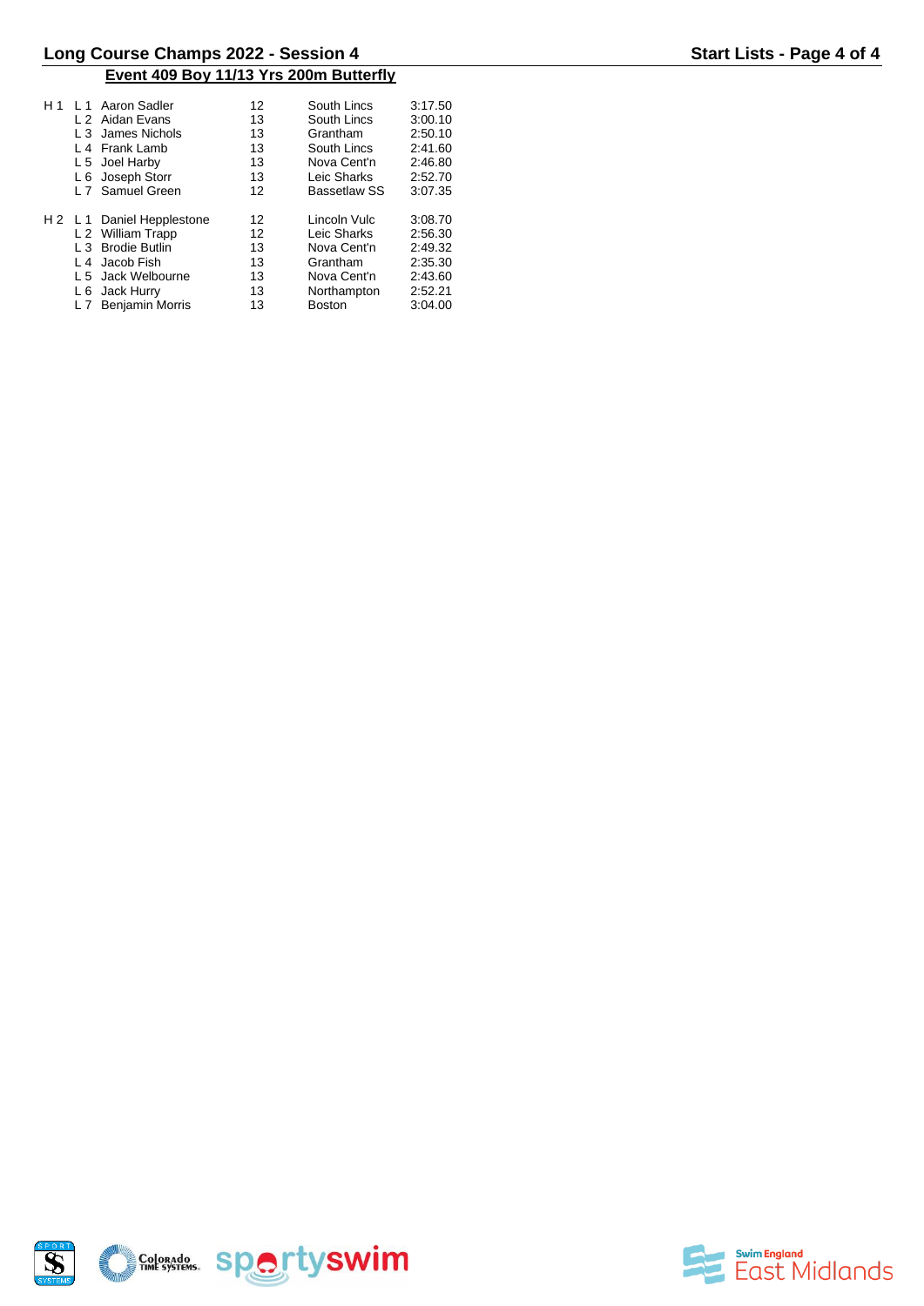## Event 409 Boy 11/13 Yrs 200m Butterfly

| | | | | | |
|---|---|---|---|---|---|
| H 1 | L 1 | Aaron Sadler | 12 | South Lincs | 3:17.50 |
| | L 2 | Aidan Evans | 13 | South Lincs | 3:00.10 |
| | L 3 | James Nichols | 13 | Grantham | 2:50.10 |
| | L 4 | Frank Lamb | 13 | South Lincs | 2:41.60 |
| | L 5 | Joel Harby | 13 | Nova Cent'n | 2:46.80 |
| | L 6 | Joseph Storr | 13 | Leic Sharks | 2:52.70 |
| | L 7 | Samuel Green | 12 | Bassetlaw SS | 3:07.35 |
| H 2 | L 1 | Daniel Hepplestone | 12 | Lincoln Vulc | 3:08.70 |
| | L 2 | William Trapp | 12 | Leic Sharks | 2:56.30 |
| | L 3 | Brodie Butlin | 13 | Nova Cent'n | 2:49.32 |
| | L 4 | Jacob Fish | 13 | Grantham | 2:35.30 |
| | L 5 | Jack Welbourne | 13 | Nova Cent'n | 2:43.60 |
| | L 6 | Jack Hurry | 13 | Northampton | 2:52.21 |
| | L 7 | Benjamin Morris | 13 | Boston | 3:04.00 |